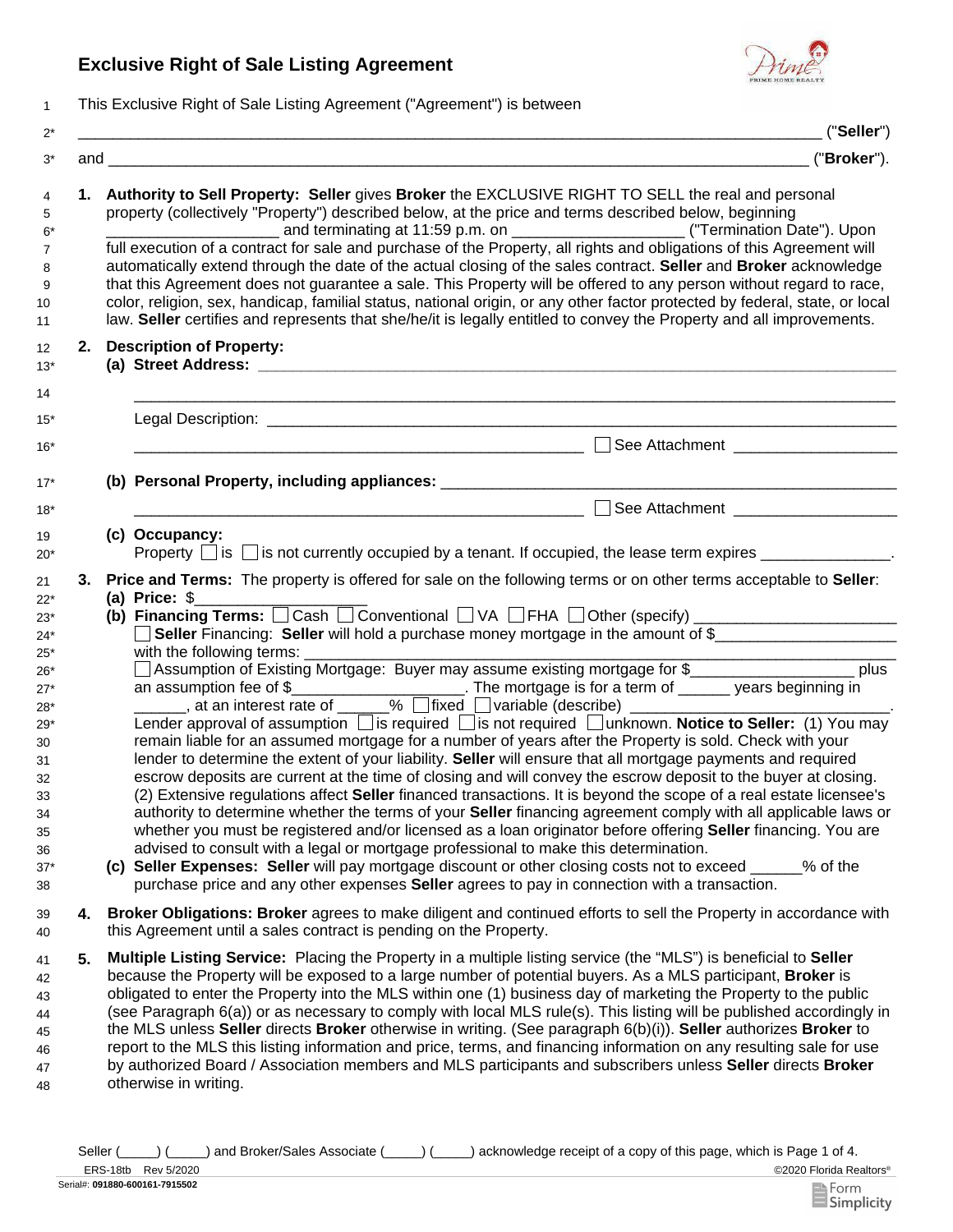# Exclusive Right of Sale Listing Agreement

This Exclusive Right of Sale Listing Agreement ("Agreement") is between

_______________________________________________________________________________ ("**Seller**")

and ___________________________________________________________________________ ("**Broker**").

1. **Authority to Sell Property: Seller** gives **Broker** the EXCLUSIVE RIGHT TO SELL the real and personal property (collectively "Property") described below, at the price and terms described below, beginning ____________________ and terminating at 11:59 p.m. on ____________________ ("Termination Date"). Upon full execution of a contract for sale and purchase of the Property, all rights and obligations of this Agreement will automatically extend through the date of the actual closing of the sales contract. **Seller** and **Broker** acknowledge that this Agreement does not guarantee a sale. This Property will be offered to any person without regard to race, color, religion, sex, handicap, familial status, national origin, or any other factor protected by federal, state, or local law. **Seller** certifies and represents that she/he/it is legally entitled to convey the Property and all improvements.

2. **Description of Property:**
   **(a) Street Address:** ____________________________________________________________

   ____________________________________________________________________________

   Legal Description: ______________________________________________________________

   ______________________________________________________ ☐ See Attachment ____________________

   **(b) Personal Property, including appliances:** ______________________________________

   ______________________________________________________ ☐ See Attachment ____________________

   **(c) Occupancy:**
   Property ☐ is ☐ is not currently occupied by a tenant. If occupied, the lease term expires _______________.

3. **Price and Terms:** The property is offered for sale on the following terms or on other terms acceptable to **Seller**:
   **(a) Price:** $____________________
   **(b) Financing Terms:** ☐ Cash ☐ Conventional ☐ VA ☐ FHA ☐ Other (specify) ________________________
   ☐ **Seller** Financing: **Seller** will hold a purchase money mortgage in the amount of $_____________________ with the following terms: ______________________________________________________________
   ☐ Assumption of Existing Mortgage: Buyer may assume existing mortgage for $___________________ plus an assumption fee of $____________________. The mortgage is for a term of ______ years beginning in ______, at an interest rate of ______% ☐ fixed ☐ variable (describe) ______________________________.
   Lender approval of assumption ☐ is required ☐ is not required ☐ unknown. **Notice to Seller:** (1) You may remain liable for an assumed mortgage for a number of years after the Property is sold. Check with your lender to determine the extent of your liability. **Seller** will ensure that all mortgage payments and required escrow deposits are current at the time of closing and will convey the escrow deposit to the buyer at closing. (2) Extensive regulations affect **Seller** financed transactions. It is beyond the scope of a real estate licensee's authority to determine whether the terms of your **Seller** financing agreement comply with all applicable laws or whether you must be registered and/or licensed as a loan originator before offering **Seller** financing. You are advised to consult with a legal or mortgage professional to make this determination.
   **(c) Seller Expenses: Seller** will pay mortgage discount or other closing costs not to exceed ______% of the purchase price and any other expenses **Seller** agrees to pay in connection with a transaction.

4. **Broker Obligations: Broker** agrees to make diligent and continued efforts to sell the Property in accordance with this Agreement until a sales contract is pending on the Property.

5. **Multiple Listing Service:** Placing the Property in a multiple listing service (the "MLS") is beneficial to **Seller** because the Property will be exposed to a large number of potential buyers. As a MLS participant, **Broker** is obligated to enter the Property into the MLS within one (1) business day of marketing the Property to the public (see Paragraph 6(a)) or as necessary to comply with local MLS rule(s). This listing will be published accordingly in the MLS unless **Seller** directs **Broker** otherwise in writing. (See paragraph 6(b)(i)). **Seller** authorizes **Broker** to report to the MLS this listing information and price, terms, and financing information on any resulting sale for use by authorized Board / Association members and MLS participants and subscribers unless **Seller** directs **Broker** otherwise in writing.

Seller (_____) (_____) and Broker/Sales Associate (_____) (_____) acknowledge receipt of a copy of this page, which is Page 1 of 4.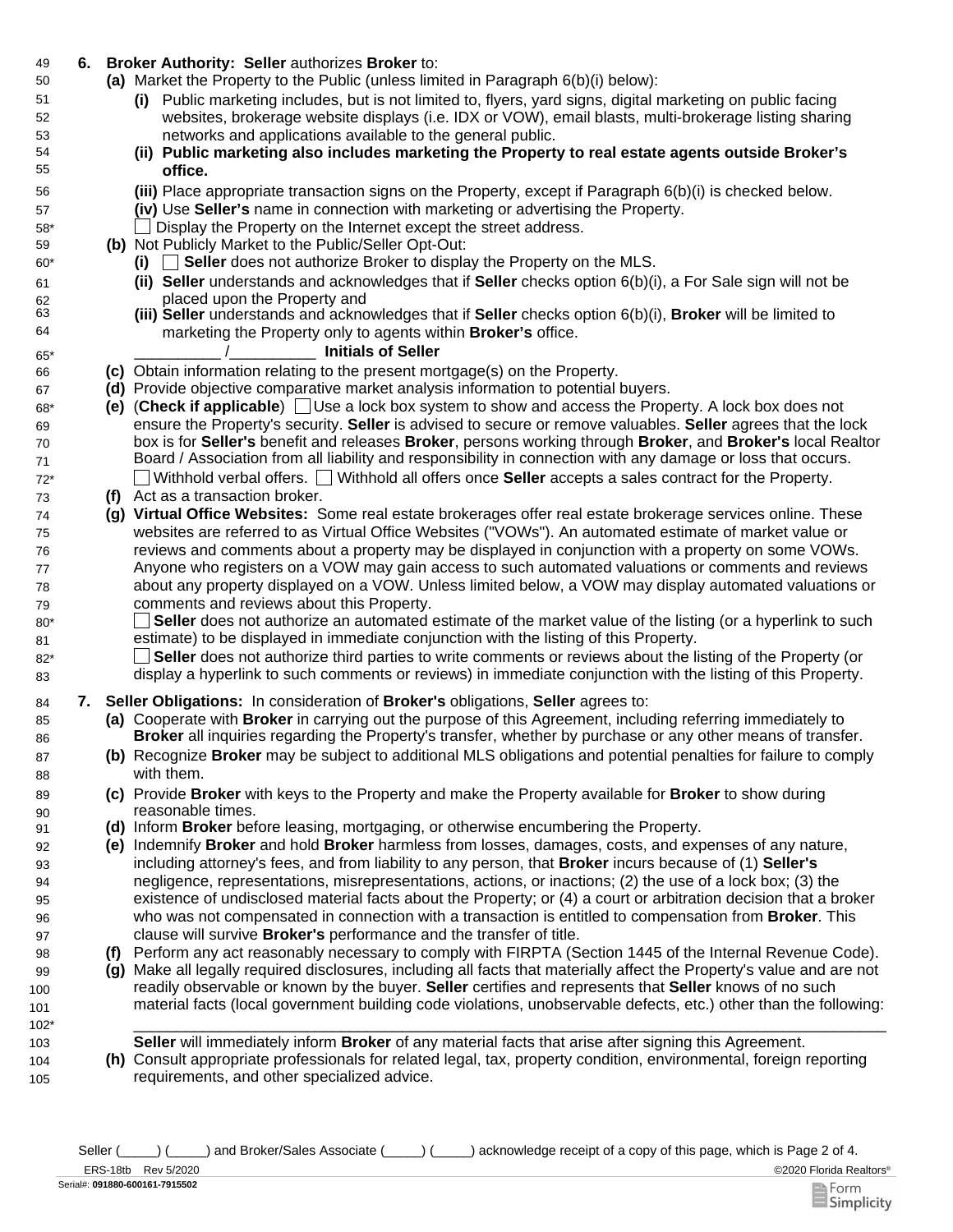**6. Broker Authority: Seller** authorizes **Broker** to:

**(a)** Market the Property to the Public (unless limited in Paragraph 6(b)(i) below):

**(i)** Public marketing includes, but is not limited to, flyers, yard signs, digital marketing on public facing websites, brokerage website displays (i.e. IDX or VOW), email blasts, multi-brokerage listing sharing networks and applications available to the general public.

**(ii) Public marketing also includes marketing the Property to real estate agents outside Broker's office.**

**(iii)** Place appropriate transaction signs on the Property, except if Paragraph 6(b)(i) is checked below.

**(iv)** Use **Seller's** name in connection with marketing or advertising the Property.

☐ Display the Property on the Internet except the street address.

**(b)** Not Publicly Market to the Public/Seller Opt-Out:

**(i)** ☐ **Seller** does not authorize Broker to display the Property on the MLS.

**(ii) Seller** understands and acknowledges that if **Seller** checks option 6(b)(i), a For Sale sign will not be placed upon the Property and

**(iii) Seller** understands and acknowledges that if **Seller** checks option 6(b)(i), **Broker** will be limited to marketing the Property only to agents within **Broker's** office.

__________ /__________ **Initials of Seller**

**(c)** Obtain information relating to the present mortgage(s) on the Property.

**(d)** Provide objective comparative market analysis information to potential buyers.

**(e)** (**Check if applicable**) ☐ Use a lock box system to show and access the Property. A lock box does not ensure the Property's security. **Seller** is advised to secure or remove valuables. **Seller** agrees that the lock box is for **Seller's** benefit and releases **Broker**, persons working through **Broker**, and **Broker's** local Realtor Board / Association from all liability and responsibility in connection with any damage or loss that occurs.

☐ Withhold verbal offers. ☐ Withhold all offers once **Seller** accepts a sales contract for the Property.

**(f)** Act as a transaction broker.

**(g) Virtual Office Websites:** Some real estate brokerages offer real estate brokerage services online. These websites are referred to as Virtual Office Websites ("VOWs"). An automated estimate of market value or reviews and comments about a property may be displayed in conjunction with a property on some VOWs. Anyone who registers on a VOW may gain access to such automated valuations or comments and reviews about any property displayed on a VOW. Unless limited below, a VOW may display automated valuations or comments and reviews about this Property.

☐ **Seller** does not authorize an automated estimate of the market value of the listing (or a hyperlink to such estimate) to be displayed in immediate conjunction with the listing of this Property.

☐ **Seller** does not authorize third parties to write comments or reviews about the listing of the Property (or display a hyperlink to such comments or reviews) in immediate conjunction with the listing of this Property.

**7. Seller Obligations:** In consideration of **Broker's** obligations, **Seller** agrees to:

**(a)** Cooperate with **Broker** in carrying out the purpose of this Agreement, including referring immediately to **Broker** all inquiries regarding the Property's transfer, whether by purchase or any other means of transfer.

**(b)** Recognize **Broker** may be subject to additional MLS obligations and potential penalties for failure to comply with them.

**(c)** Provide **Broker** with keys to the Property and make the Property available for **Broker** to show during reasonable times.

**(d)** Inform **Broker** before leasing, mortgaging, or otherwise encumbering the Property.

**(e)** Indemnify **Broker** and hold **Broker** harmless from losses, damages, costs, and expenses of any nature, including attorney's fees, and from liability to any person, that **Broker** incurs because of (1) **Seller's** negligence, representations, misrepresentations, actions, or inactions; (2) the use of a lock box; (3) the existence of undisclosed material facts about the Property; or (4) a court or arbitration decision that a broker who was not compensated in connection with a transaction is entitled to compensation from **Broker**. This clause will survive **Broker's** performance and the transfer of title.

**(f)** Perform any act reasonably necessary to comply with FIRPTA (Section 1445 of the Internal Revenue Code).

**(g)** Make all legally required disclosures, including all facts that materially affect the Property's value and are not readily observable or known by the buyer. **Seller** certifies and represents that **Seller** knows of no such material facts (local government building code violations, unobservable defects, etc.) other than the following:

______________________________________________________________________________

**Seller** will immediately inform **Broker** of any material facts that arise after signing this Agreement.

**(h)** Consult appropriate professionals for related legal, tax, property condition, environmental, foreign reporting requirements, and other specialized advice.

Seller (_____) (_____) and Broker/Sales Associate (_____) (_____) acknowledge receipt of a copy of this page, which is Page 2 of 4.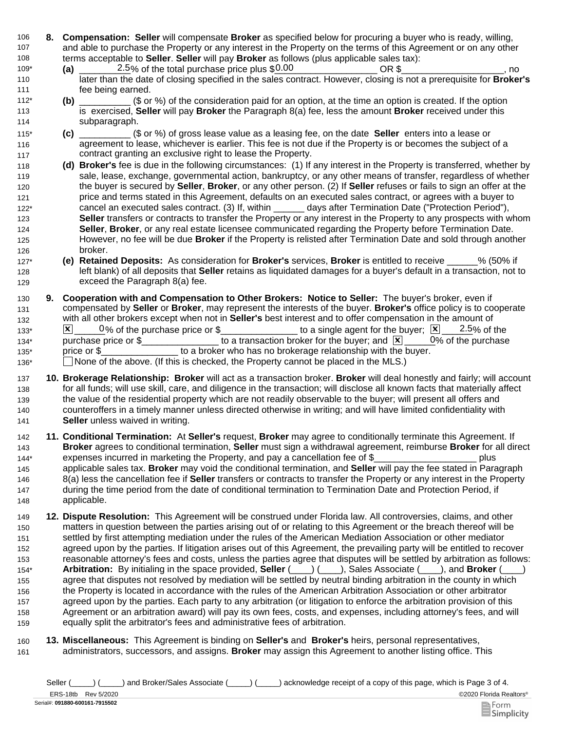**8. Compensation:** **Seller** will compensate **Broker** as specified below for procuring a buyer who is ready, willing, and able to purchase the Property or any interest in the Property on the terms of this Agreement or on any other terms acceptable to **Seller**. **Seller** will pay **Broker** as follows (plus applicable sales tax):

**(a)** ____2.5% of the total purchase price plus $0.00________________ OR $____________________, no later than the date of closing specified in the sales contract. However, closing is not a prerequisite for **Broker's** fee being earned.

**(b)** __________ ($ or %) of the consideration paid for an option, at the time an option is created. If the option is exercised, **Seller** will pay **Broker** the Paragraph 8(a) fee, less the amount **Broker** received under this subparagraph.

**(c)** __________ ($ or %) of gross lease value as a leasing fee, on the date **Seller** enters into a lease or agreement to lease, whichever is earlier. This fee is not due if the Property is or becomes the subject of a contract granting an exclusive right to lease the Property.

**(d)** **Broker's** fee is due in the following circumstances: (1) If any interest in the Property is transferred, whether by sale, lease, exchange, governmental action, bankruptcy, or any other means of transfer, regardless of whether the buyer is secured by **Seller**, **Broker**, or any other person. (2) If **Seller** refuses or fails to sign an offer at the price and terms stated in this Agreement, defaults on an executed sales contract, or agrees with a buyer to cancel an executed sales contract. (3) If, within ______ days after Termination Date ("Protection Period"), **Seller** transfers or contracts to transfer the Property or any interest in the Property to any prospects with whom **Seller**, **Broker**, or any real estate licensee communicated regarding the Property before Termination Date. However, no fee will be due **Broker** if the Property is relisted after Termination Date and sold through another broker.

**(e)** **Retained Deposits:** As consideration for **Broker's** services, **Broker** is entitled to receive ______% (50% if left blank) of all deposits that **Seller** retains as liquidated damages for a buyer's default in a transaction, not to exceed the Paragraph 8(a) fee.

**9. Cooperation with and Compensation to Other Brokers: Notice to Seller:** The buyer's broker, even if compensated by **Seller** or **Broker**, may represent the interests of the buyer. **Broker's** office policy is to cooperate with all other brokers except when not in **Seller's** best interest and to offer compensation in the amount of
[x] ____0% of the purchase price or $_______________ to a single agent for the buyer; [x] ___2.5% of the purchase price or $_______________ to a transaction broker for the buyer; and [x] _____0% of the purchase price or $_______________ to a broker who has no brokerage relationship with the buyer.
[ ] None of the above. (If this is checked, the Property cannot be placed in the MLS.)

**10. Brokerage Relationship:** **Broker** will act as a transaction broker. **Broker** will deal honestly and fairly; will account for all funds; will use skill, care, and diligence in the transaction; will disclose all known facts that materially affect the value of the residential property which are not readily observable to the buyer; will present all offers and counteroffers in a timely manner unless directed otherwise in writing; and will have limited confidentiality with **Seller** unless waived in writing.

**11. Conditional Termination:** At **Seller's** request, **Broker** may agree to conditionally terminate this Agreement. If **Broker** agrees to conditional termination, **Seller** must sign a withdrawal agreement, reimburse **Broker** for all direct expenses incurred in marketing the Property, and pay a cancellation fee of $____________________ plus applicable sales tax. **Broker** may void the conditional termination, and **Seller** will pay the fee stated in Paragraph 8(a) less the cancellation fee if **Seller** transfers or contracts to transfer the Property or any interest in the Property during the time period from the date of conditional termination to Termination Date and Protection Period, if applicable.

**12. Dispute Resolution:** This Agreement will be construed under Florida law. All controversies, claims, and other matters in question between the parties arising out of or relating to this Agreement or the breach thereof will be settled by first attempting mediation under the rules of the American Mediation Association or other mediator agreed upon by the parties. If litigation arises out of this Agreement, the prevailing party will be entitled to recover reasonable attorney's fees and costs, unless the parties agree that disputes will be settled by arbitration as follows: **Arbitration:** By initialing in the space provided, **Seller** (____) (____), Sales Associate (____), and **Broker** (____) agree that disputes not resolved by mediation will be settled by neutral binding arbitration in the county in which the Property is located in accordance with the rules of the American Arbitration Association or other arbitrator agreed upon by the parties. Each party to any arbitration (or litigation to enforce the arbitration provision of this Agreement or an arbitration award) will pay its own fees, costs, and expenses, including attorney's fees, and will equally split the arbitrator's fees and administrative fees of arbitration.

**13. Miscellaneous:** This Agreement is binding on **Seller's** and **Broker's** heirs, personal representatives, administrators, successors, and assigns. **Broker** may assign this Agreement to another listing office. This

Seller (_____) (_____) and Broker/Sales Associate (_____) (_____) acknowledge receipt of a copy of this page, which is Page 3 of 4.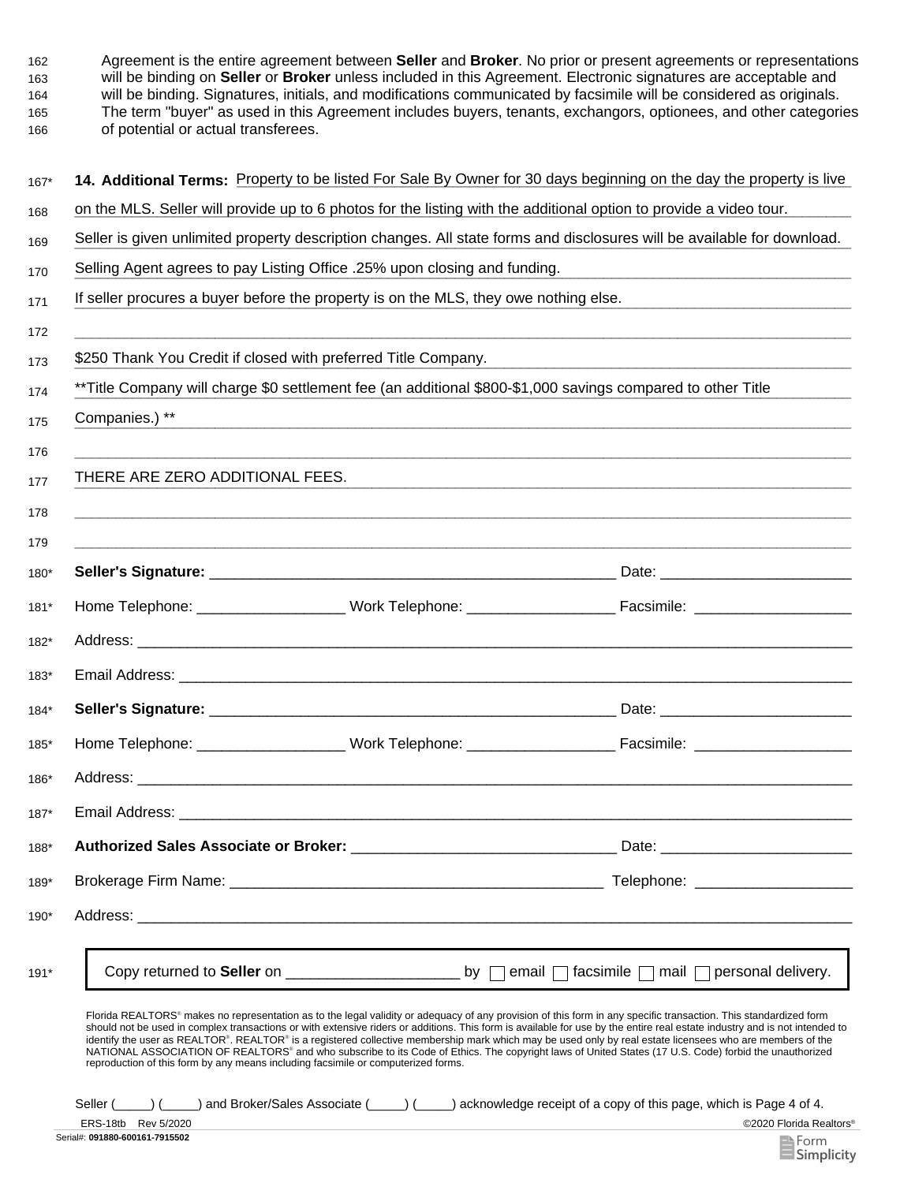Agreement is the entire agreement between **Seller** and **Broker**. No prior or present agreements or representations will be binding on **Seller** or **Broker** unless included in this Agreement. Electronic signatures are acceptable and will be binding. Signatures, initials, and modifications communicated by facsimile will be considered as originals. The term "buyer" as used in this Agreement includes buyers, tenants, exchangors, optionees, and other categories of potential or actual transferees.

**14. Additional Terms:** Property to be listed For Sale By Owner for 30 days beginning on the day the property is live on the MLS. Seller will provide up to 6 photos for the listing with the additional option to provide a video tour.

Seller is given unlimited property description changes. All state forms and disclosures will be available for download.

Selling Agent agrees to pay Listing Office .25% upon closing and funding.

If seller procures a buyer before the property is on the MLS, they owe nothing else.

$250 Thank You Credit if closed with preferred Title Company.

**Title Company will charge $0 settlement fee (an additional $800-$1,000 savings compared to other Title Companies.) **

THERE ARE ZERO ADDITIONAL FEES.

**Seller's Signature:** ______________________________ Date: ______________

Home Telephone: ______________ Work Telephone: ______________ Facsimile: ______________

Address: ________________________________________________

Email Address: ________________________________________________

**Seller's Signature:** ______________________________ Date: ______________

Home Telephone: ______________ Work Telephone: ______________ Facsimile: ______________

Address: ________________________________________________

Email Address: ________________________________________________

**Authorized Sales Associate or Broker:** ______________________________ Date: ______________

Brokerage Firm Name: ______________________________ Telephone: ______________

Address: ________________________________________________

Copy returned to **Seller** on ______________ by ☐ email ☐ facsimile ☐ mail ☐ personal delivery.

Florida REALTORS® makes no representation as to the legal validity or adequacy of any provision of this form in any specific transaction. This standardized form should not be used in complex transactions or with extensive riders or additions. This form is available for use by the entire real estate industry and is not intended to identify the user as REALTOR®. REALTOR® is a registered collective membership mark which may be used only by real estate licensees who are members of the NATIONAL ASSOCIATION OF REALTORS® and who subscribe to its Code of Ethics. The copyright laws of United States (17 U.S. Code) forbid the unauthorized reproduction of this form by any means including facsimile or computerized forms.

Seller (_____) (_____) and Broker/Sales Associate (_____) (_____) acknowledge receipt of a copy of this page, which is Page 4 of 4.